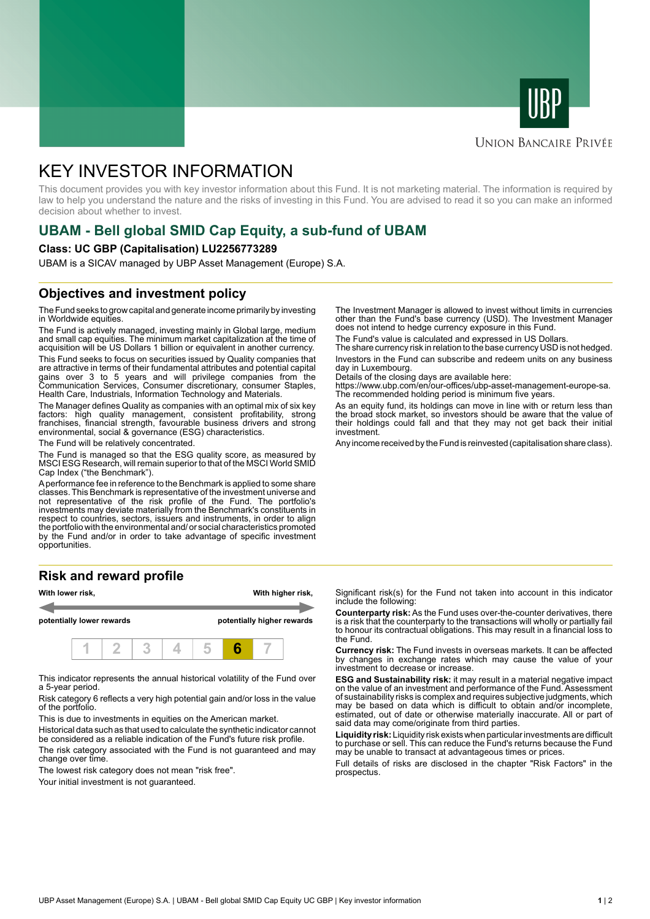UNION BANCAIRE PRIVÉE

# KEY INVESTOR INFORMATION

This document provides you with key investor information about this Fund. It is not marketing material. The information is required by law to help you understand the nature and the risks of investing in this Fund. You are advised to read it so you can make an informed decision about whether to invest.

## UBAM - Bell global SMID Cap Equity, a sub-fund of UBAM

**Class: UC GBP (Capitalisation) LU2256773289**

UBAM is a SICAV managed by UBP Asset Management (Europe) S.A.

## Objectives and investment policy

The Fund seeks to grow capital and generate income primarily by investing in Worldwide equities.

The Fund is actively managed, investing mainly in Global large, medium and small cap equities. The minimum market capitalization at the time of acquisition will be US Dollars 1 billion or equivalent in another currency.

This Fund seeks to focus on securities issued by Quality companies that are attractive in terms of their fundamental attributes and potential capital gains over 3 to 5 years and will privilege companies from the Communication Services, Consumer discretionary, consumer Staples, Health Care, Industrials, Information Technology and Materials.

The Manager defines Quality as companies with an optimal mix of six key factors: high quality management, consistent profitability, strong franchises, financial strength, favourable business drivers and strong environmental, social & governance (ESG) characteristics.

The Fund will be relatively concentrated.

The Fund is managed so that the ESG quality score, as measured by MSCI ESG Research, will remain superior to that of the MSCI World SMID Cap Index ("the Benchmark").

A performance fee in reference to the Benchmark is applied to some share classes. This Benchmark is representative of the investment universe and not representative of the risk profile of the Fund. The portfolio's investments may deviate materially from the Benchmark's constituents in respect to countries, sectors, issuers and instruments, in order to align the portfolio with the environmental and/or social characteristics promoted by the Fund and/or in order to take advantage of specific investment opportunities.

The Investment Manager is allowed to invest without limits in currencies other than the Fund's base currency (USD). The Investment Manager does not intend to hedge currency exposure in this Fund.

The Fund's value is calculated and expressed in US Dollars.

The share currency risk in relation to the base currency USD is not hedged.

Investors in the Fund can subscribe and redeem units on any business day in Luxembourg.

Details of the closing days are available here:

https://www.ubp.com/en/our-offices/ubp-asset-management-europe-sa.

The recommended holding period is minimum five years.

As an equity fund, its holdings can move in line with or return less than the broad stock market, so investors should be aware that the value of their holdings could fall and that they may not get back their initial investment.

Any income received by the Fund is reinvested (capitalisation share class).

## Risk and reward profile

| With lower risk, | With higher risk, |
|---|---|
| potentially lower rewards | potentially higher rewards |

| 1 | 2 | 3 | 4 | 5 | **6** | 7 |
|---|---|---|---|---|---|---|

This indicator represents the annual historical volatility of the Fund over a 5-year period.

Risk category 6 reflects a very high potential gain and/or loss in the value of the portfolio.

This is due to investments in equities on the American market.

Historical data such as that used to calculate the synthetic indicator cannot be considered as a reliable indication of the Fund's future risk profile.

The risk category associated with the Fund is not guaranteed and may change over time.

The lowest risk category does not mean "risk free".

Your initial investment is not guaranteed.

Significant risk(s) for the Fund not taken into account in this indicator include the following:

**Counterparty risk:** As the Fund uses over-the-counter derivatives, there is a risk that the counterparty to the transactions will wholly or partially fail to honour its contractual obligations. This may result in a financial loss to the Fund.

**Currency risk:** The Fund invests in overseas markets. It can be affected by changes in exchange rates which may cause the value of your investment to decrease or increase.

**ESG and Sustainability risk:** it may result in a material negative impact on the value of an investment and performance of the Fund. Assessment of sustainability risks is complex and requires subjective judgments, which may be based on data which is difficult to obtain and/or incomplete, estimated, out of date or otherwise materially inaccurate. All or part of said data may come/originate from third parties.

**Liquidity risk:** Liquidity risk exists when particular investments are difficult to purchase or sell. This can reduce the Fund's returns because the Fund may be unable to transact at advantageous times or prices.

Full details of risks are disclosed in the chapter "Risk Factors" in the prospectus.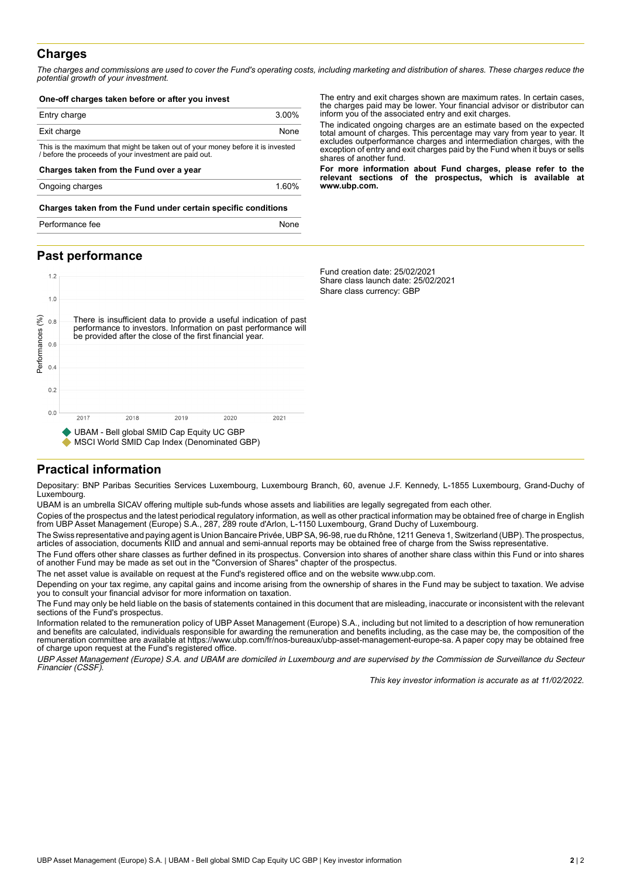## Charges

*The charges and commissions are used to cover the Fund's operating costs, including marketing and distribution of shares. These charges reduce the potential growth of your investment.*

| **One-off charges taken before or after you invest** | |
|---|---|
| Entry charge | 3.00% |
| Exit charge | None |

This is the maximum that might be taken out of your money before it is invested / before the proceeds of your investment are paid out.

| **Charges taken from the Fund over a year** | |
|---|---|
| Ongoing charges | 1.60% |

| **Charges taken from the Fund under certain specific conditions** | |
|---|---|
| Performance fee | None |

The entry and exit charges shown are maximum rates. In certain cases, the charges paid may be lower. Your financial advisor or distributor can inform you of the associated entry and exit charges.

The indicated ongoing charges are an estimate based on the expected total amount of charges. This percentage may vary from year to year. It excludes outperformance charges and intermediation charges, with the exception of entry and exit charges paid by the Fund when it buys or sells shares of another fund.

**For more information about Fund charges, please refer to the relevant sections of the prospectus, which is available at www.ubp.com.**

## Past performance

Performances (%)

1.2
1.0
0.8
0.6
0.4
0.2
0.0

2017
2018
2019
2020
2021

There is insufficient data to provide a useful indication of past performance to investors. Information on past performance will be provided after the close of the first financial year.

UBAM - Bell global SMID Cap Equity UC GBP
MSCI World SMID Cap Index (Denominated GBP)

Fund creation date: 25/02/2021
Share class launch date: 25/02/2021
Share class currency: GBP

## Practical information

Depositary: BNP Paribas Securities Services Luxembourg, Luxembourg Branch, 60, avenue J.F. Kennedy, L-1855 Luxembourg, Grand-Duchy of Luxembourg.

UBAM is an umbrella SICAV offering multiple sub-funds whose assets and liabilities are legally segregated from each other.

Copies of the prospectus and the latest periodical regulatory information, as well as other practical information may be obtained free of charge in English from UBP Asset Management (Europe) S.A., 287, 289 route d'Arlon, L-1150 Luxembourg, Grand Duchy of Luxembourg.

The Swiss representative and paying agent is Union Bancaire Privée, UBP SA, 96-98, rue du Rhône, 1211 Geneva 1, Switzerland (UBP). The prospectus, articles of association, documents KIID and annual and semi-annual reports may be obtained free of charge from the Swiss representative.

The Fund offers other share classes as further defined in its prospectus. Conversion into shares of another share class within this Fund or into shares of another Fund may be made as set out in the "Conversion of Shares" chapter of the prospectus.

The net asset value is available on request at the Fund's registered office and on the website www.ubp.com.

Depending on your tax regime, any capital gains and income arising from the ownership of shares in the Fund may be subject to taxation. We advise you to consult your financial advisor for more information on taxation.

The Fund may only be held liable on the basis of statements contained in this document that are misleading, inaccurate or inconsistent with the relevant sections of the Fund's prospectus.

Information related to the remuneration policy of UBP Asset Management (Europe) S.A., including but not limited to a description of how remuneration and benefits are calculated, individuals responsible for awarding the remuneration and benefits including, as the case may be, the composition of the remuneration committee are available at https://www.ubp.com/fr/nos-bureaux/ubp-asset-management-europe-sa. A paper copy may be obtained free of charge upon request at the Fund's registered office.

*UBP Asset Management (Europe) S.A. and UBAM are domiciled in Luxembourg and are supervised by the Commission de Surveillance du Secteur Financier (CSSF).*

*This key investor information is accurate as at 11/02/2022.*